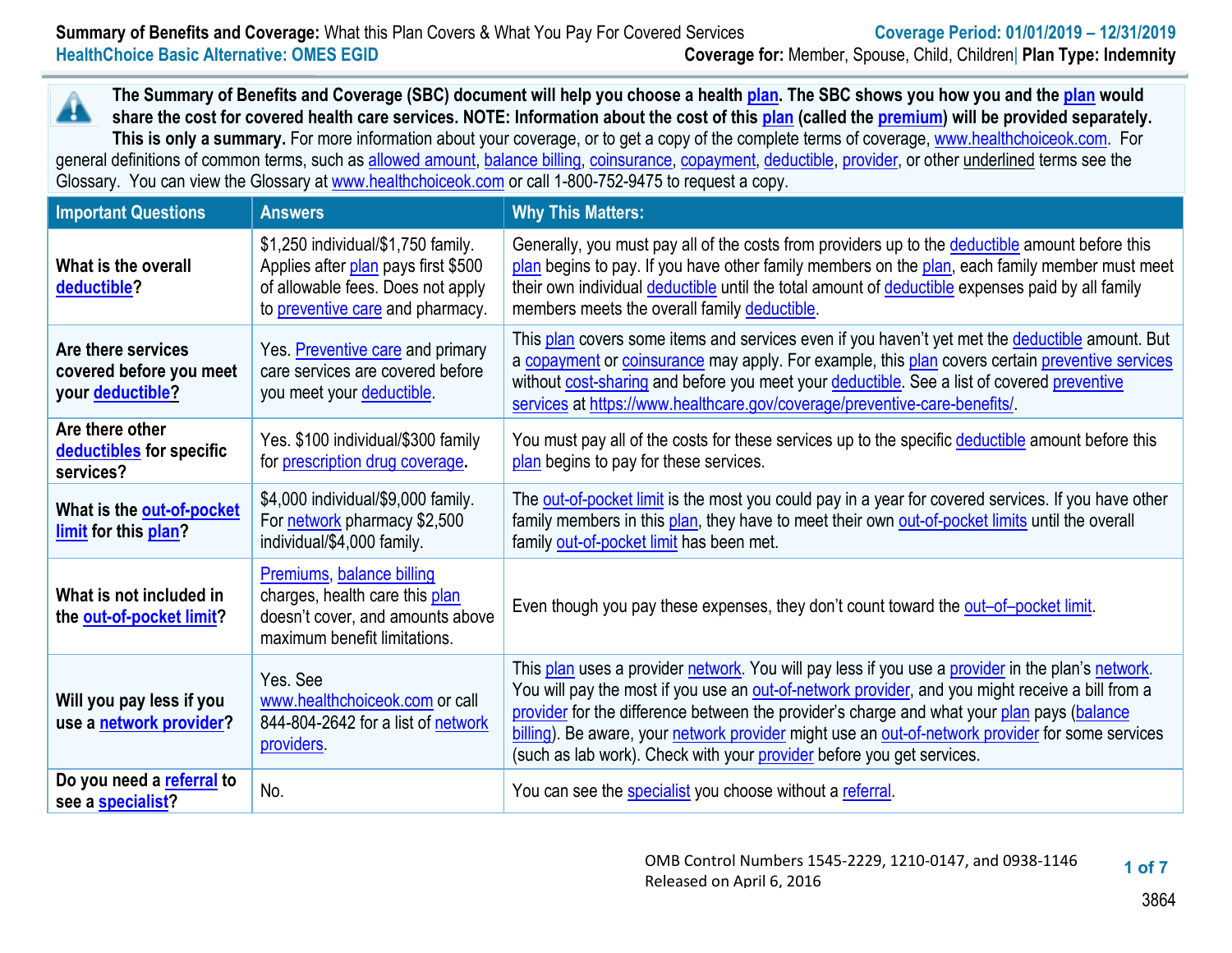**Summary of Benefits and Coverage:** What this Plan Covers & What You Pay For Covered Services

**Coverage Period: 01/01/2019 – 12/31/2019**

**HealthChoice Basic Alternative: OMES EGID**

**Coverage for:** Member, Spouse, Child, Children| **Plan Type: Indemnity**

**The Summary of Benefits and Coverage (SBC) document will help you choose a health plan. The SBC shows you how you and the plan would share the cost for covered health care services. NOTE: Information about the cost of this plan (called the premium) will be provided separately. This is only a summary.** For more information about your coverage, or to get a copy of the complete terms of coverage, www.healthchoiceok.com. For general definitions of common terms, such as allowed amount, balance billing, coinsurance, copayment, deductible, provider, or other underlined terms see the Glossary. You can view the Glossary at www.healthchoiceok.com or call 1-800-752-9475 to request a copy.

| Important Questions | Answers | Why This Matters: |
|---|---|---|
| **What is the overall deductible?** | $1,250 individual/$1,750 family. Applies after plan pays first $500 of allowable fees. Does not apply to preventive care and pharmacy. | Generally, you must pay all of the costs from providers up to the deductible amount before this plan begins to pay. If you have other family members on the plan, each family member must meet their own individual deductible until the total amount of deductible expenses paid by all family members meets the overall family deductible. |
| **Are there services covered before you meet your deductible?** | Yes. Preventive care and primary care services are covered before you meet your deductible. | This plan covers some items and services even if you haven't yet met the deductible amount. But a copayment or coinsurance may apply. For example, this plan covers certain preventive services without cost-sharing and before you meet your deductible. See a list of covered preventive services at https://www.healthcare.gov/coverage/preventive-care-benefits/. |
| **Are there other deductibles for specific services?** | Yes. $100 individual/$300 family for prescription drug coverage. | You must pay all of the costs for these services up to the specific deductible amount before this plan begins to pay for these services. |
| **What is the out-of-pocket limit for this plan?** | $4,000 individual/$9,000 family. For network pharmacy $2,500 individual/$4,000 family. | The out-of-pocket limit is the most you could pay in a year for covered services. If you have other family members in this plan, they have to meet their own out-of-pocket limits until the overall family out-of-pocket limit has been met. |
| **What is not included in the out-of-pocket limit?** | Premiums, balance billing charges, health care this plan doesn't cover, and amounts above maximum benefit limitations. | Even though you pay these expenses, they don't count toward the out–of–pocket limit. |
| **Will you pay less if you use a network provider?** | Yes. See www.healthchoiceok.com or call 844-804-2642 for a list of network providers. | This plan uses a provider network. You will pay less if you use a provider in the plan's network. You will pay the most if you use an out-of-network provider, and you might receive a bill from a provider for the difference between the provider's charge and what your plan pays (balance billing). Be aware, your network provider might use an out-of-network provider for some services (such as lab work). Check with your provider before you get services. |
| **Do you need a referral to see a specialist?** | No. | You can see the specialist you choose without a referral. |

OMB Control Numbers 1545-2229, 1210-0147, and 0938-1146
Released on April 6, 2016

3864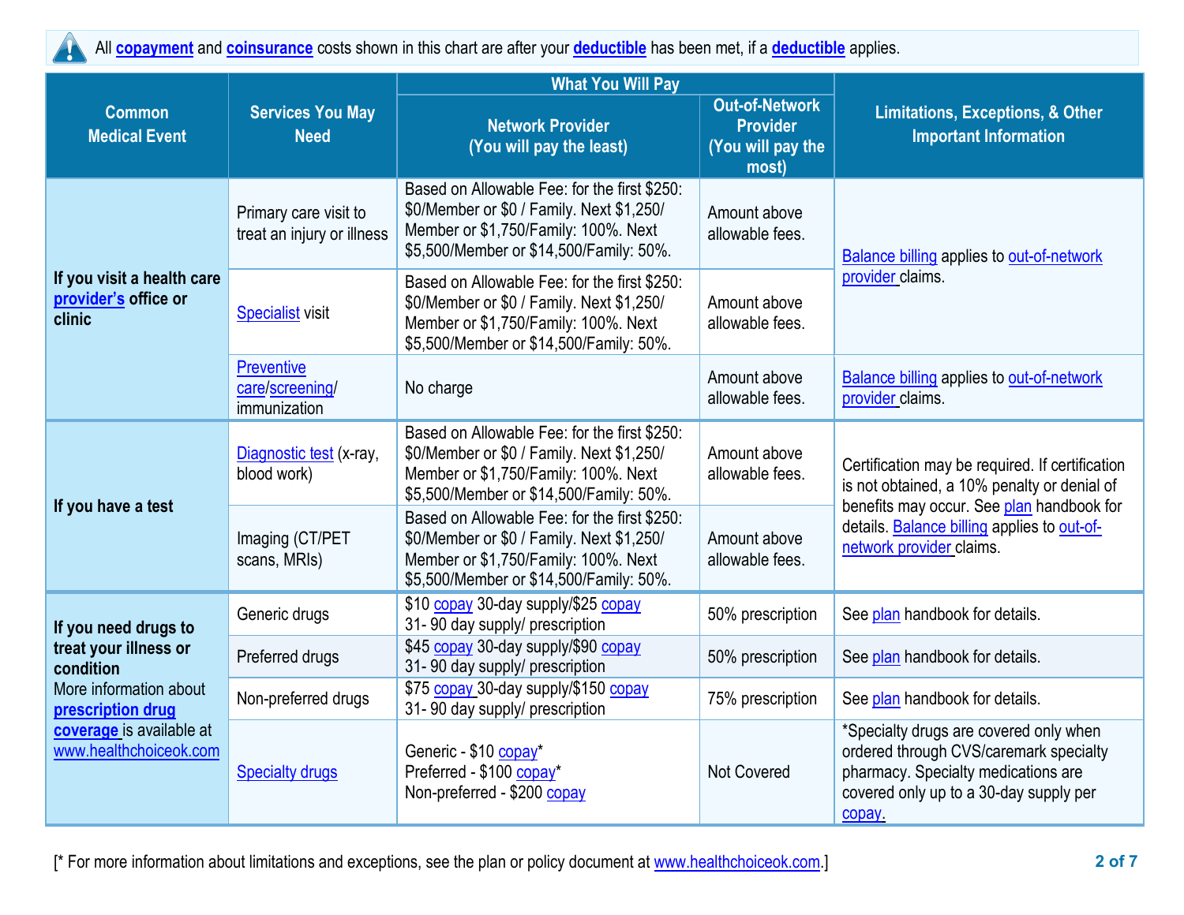All **copayment** and **coinsurance** costs shown in this chart are after your **deductible** has been met, if a **deductible** applies.

| Common Medical Event | Services You May Need | What You Will Pay | | Limitations, Exceptions, & Other Important Information |
|---|---|---|---|---|
| | | Network Provider (You will pay the least) | Out-of-Network Provider (You will pay the most) | |
| **If you visit a health care provider's office or clinic** | Primary care visit to treat an injury or illness | Based on Allowable Fee: for the first $250: $0/Member or $0 / Family. Next $1,250/ Member or $1,750/Family: 100%. Next $5,500/Member or $14,500/Family: 50%. | Amount above allowable fees. | Balance billing applies to out-of-network provider claims. |
| | Specialist visit | Based on Allowable Fee: for the first $250: $0/Member or $0 / Family. Next $1,250/ Member or $1,750/Family: 100%. Next $5,500/Member or $14,500/Family: 50%. | Amount above allowable fees. | |
| | Preventive care/screening/ immunization | No charge | Amount above allowable fees. | Balance billing applies to out-of-network provider claims. |
| **If you have a test** | Diagnostic test (x-ray, blood work) | Based on Allowable Fee: for the first $250: $0/Member or $0 / Family. Next $1,250/ Member or $1,750/Family: 100%. Next $5,500/Member or $14,500/Family: 50%. | Amount above allowable fees. | Certification may be required. If certification is not obtained, a 10% penalty or denial of benefits may occur. See plan handbook for details. Balance billing applies to out-of-network provider claims. |
| | Imaging (CT/PET scans, MRIs) | Based on Allowable Fee: for the first $250: $0/Member or $0 / Family. Next $1,250/ Member or $1,750/Family: 100%. Next $5,500/Member or $14,500/Family: 50%. | Amount above allowable fees. | |
| **If you need drugs to treat your illness or condition** More information about **prescription drug coverage** is available at www.healthchoiceok.com | Generic drugs | $10 copay 30-day supply/$25 copay 31- 90 day supply/ prescription | 50% prescription | See plan handbook for details. |
| | Preferred drugs | $45 copay 30-day supply/$90 copay 31- 90 day supply/ prescription | 50% prescription | See plan handbook for details. |
| | Non-preferred drugs | $75 copay 30-day supply/$150 copay 31- 90 day supply/ prescription | 75% prescription | See plan handbook for details. |
| | Specialty drugs | Generic - $10 copay* Preferred - $100 copay* Non-preferred - $200 copay | Not Covered | *Specialty drugs are covered only when ordered through CVS/caremark specialty pharmacy. Specialty medications are covered only up to a 30-day supply per copay. |

[* For more information about limitations and exceptions, see the plan or policy document at www.healthchoiceok.com.]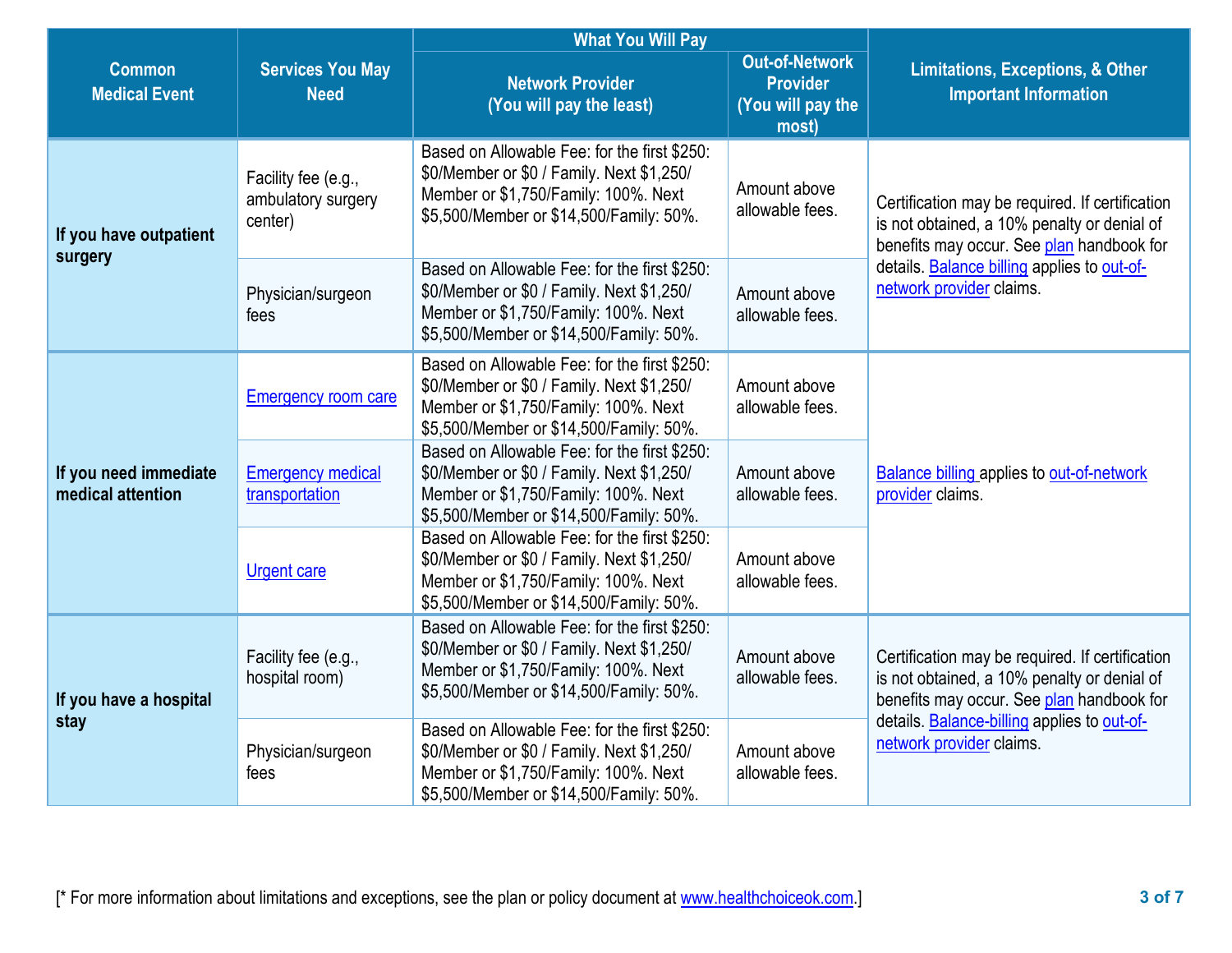| Common Medical Event | Services You May Need | What You Will Pay | | Limitations, Exceptions, & Other Important Information |
|---|---|---|---|---|
| | | **Network Provider (You will pay the least)** | **Out-of-Network Provider (You will pay the most)** | |
| **If you have outpatient surgery** | Facility fee (e.g., ambulatory surgery center) | Based on Allowable Fee: for the first $250: $0/Member or $0 / Family. Next $1,250/ Member or $1,750/Family: 100%. Next $5,500/Member or $14,500/Family: 50%. | Amount above allowable fees. | Certification may be required. If certification is not obtained, a 10% penalty or denial of benefits may occur. See plan handbook for details. Balance billing applies to out-of-network provider claims. |
| | Physician/surgeon fees | Based on Allowable Fee: for the first $250: $0/Member or $0 / Family. Next $1,250/ Member or $1,750/Family: 100%. Next $5,500/Member or $14,500/Family: 50%. | Amount above allowable fees. | |
| **If you need immediate medical attention** | Emergency room care | Based on Allowable Fee: for the first $250: $0/Member or $0 / Family. Next $1,250/ Member or $1,750/Family: 100%. Next $5,500/Member or $14,500/Family: 50%. | Amount above allowable fees. | Balance billing applies to out-of-network provider claims. |
| | Emergency medical transportation | Based on Allowable Fee: for the first $250: $0/Member or $0 / Family. Next $1,250/ Member or $1,750/Family: 100%. Next $5,500/Member or $14,500/Family: 50%. | Amount above allowable fees. | |
| | Urgent care | Based on Allowable Fee: for the first $250: $0/Member or $0 / Family. Next $1,250/ Member or $1,750/Family: 100%. Next $5,500/Member or $14,500/Family: 50%. | Amount above allowable fees. | |
| **If you have a hospital stay** | Facility fee (e.g., hospital room) | Based on Allowable Fee: for the first $250: $0/Member or $0 / Family. Next $1,250/ Member or $1,750/Family: 100%. Next $5,500/Member or $14,500/Family: 50%. | Amount above allowable fees. | Certification may be required. If certification is not obtained, a 10% penalty or denial of benefits may occur. See plan handbook for details. Balance-billing applies to out-of-network provider claims. |
| | Physician/surgeon fees | Based on Allowable Fee: for the first $250: $0/Member or $0 / Family. Next $1,250/ Member or $1,750/Family: 100%. Next $5,500/Member or $14,500/Family: 50%. | Amount above allowable fees. | |

[* For more information about limitations and exceptions, see the plan or policy document at www.healthchoiceok.com.]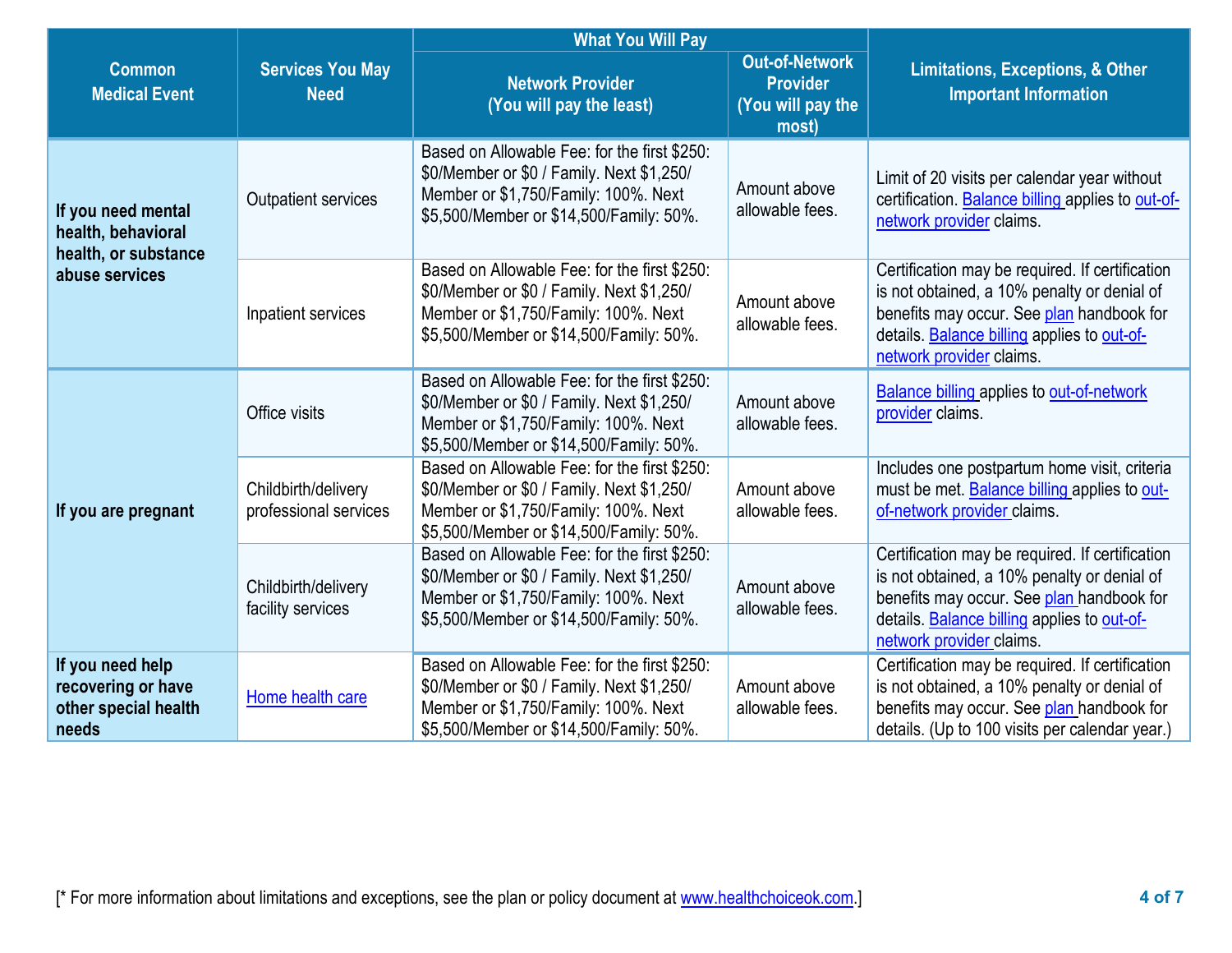| Common Medical Event | Services You May Need | What You Will Pay | | Limitations, Exceptions, & Other Important Information |
|---|---|---|---|---|
| | | Network Provider (You will pay the least) | Out-of-Network Provider (You will pay the most) | |
| **If you need mental health, behavioral health, or substance abuse services** | Outpatient services | Based on Allowable Fee: for the first $250: $0/Member or $0 / Family. Next $1,250/ Member or $1,750/Family: 100%. Next $5,500/Member or $14,500/Family: 50%. | Amount above allowable fees. | Limit of 20 visits per calendar year without certification. Balance billing applies to out-of-network provider claims. |
| | Inpatient services | Based on Allowable Fee: for the first $250: $0/Member or $0 / Family. Next $1,250/ Member or $1,750/Family: 100%. Next $5,500/Member or $14,500/Family: 50%. | Amount above allowable fees. | Certification may be required. If certification is not obtained, a 10% penalty or denial of benefits may occur. See plan handbook for details. Balance billing applies to out-of-network provider claims. |
| **If you are pregnant** | Office visits | Based on Allowable Fee: for the first $250: $0/Member or $0 / Family. Next $1,250/ Member or $1,750/Family: 100%. Next $5,500/Member or $14,500/Family: 50%. | Amount above allowable fees. | Balance billing applies to out-of-network provider claims. |
| | Childbirth/delivery professional services | Based on Allowable Fee: for the first $250: $0/Member or $0 / Family. Next $1,250/ Member or $1,750/Family: 100%. Next $5,500/Member or $14,500/Family: 50%. | Amount above allowable fees. | Includes one postpartum home visit, criteria must be met. Balance billing applies to out-of-network provider claims. |
| | Childbirth/delivery facility services | Based on Allowable Fee: for the first $250: $0/Member or $0 / Family. Next $1,250/ Member or $1,750/Family: 100%. Next $5,500/Member or $14,500/Family: 50%. | Amount above allowable fees. | Certification may be required. If certification is not obtained, a 10% penalty or denial of benefits may occur. See plan handbook for details. Balance billing applies to out-of-network provider claims. |
| **If you need help recovering or have other special health needs** | Home health care | Based on Allowable Fee: for the first $250: $0/Member or $0 / Family. Next $1,250/ Member or $1,750/Family: 100%. Next $5,500/Member or $14,500/Family: 50%. | Amount above allowable fees. | Certification may be required. If certification is not obtained, a 10% penalty or denial of benefits may occur. See plan handbook for details. (Up to 100 visits per calendar year.) |

[* For more information about limitations and exceptions, see the plan or policy document at www.healthchoiceok.com.]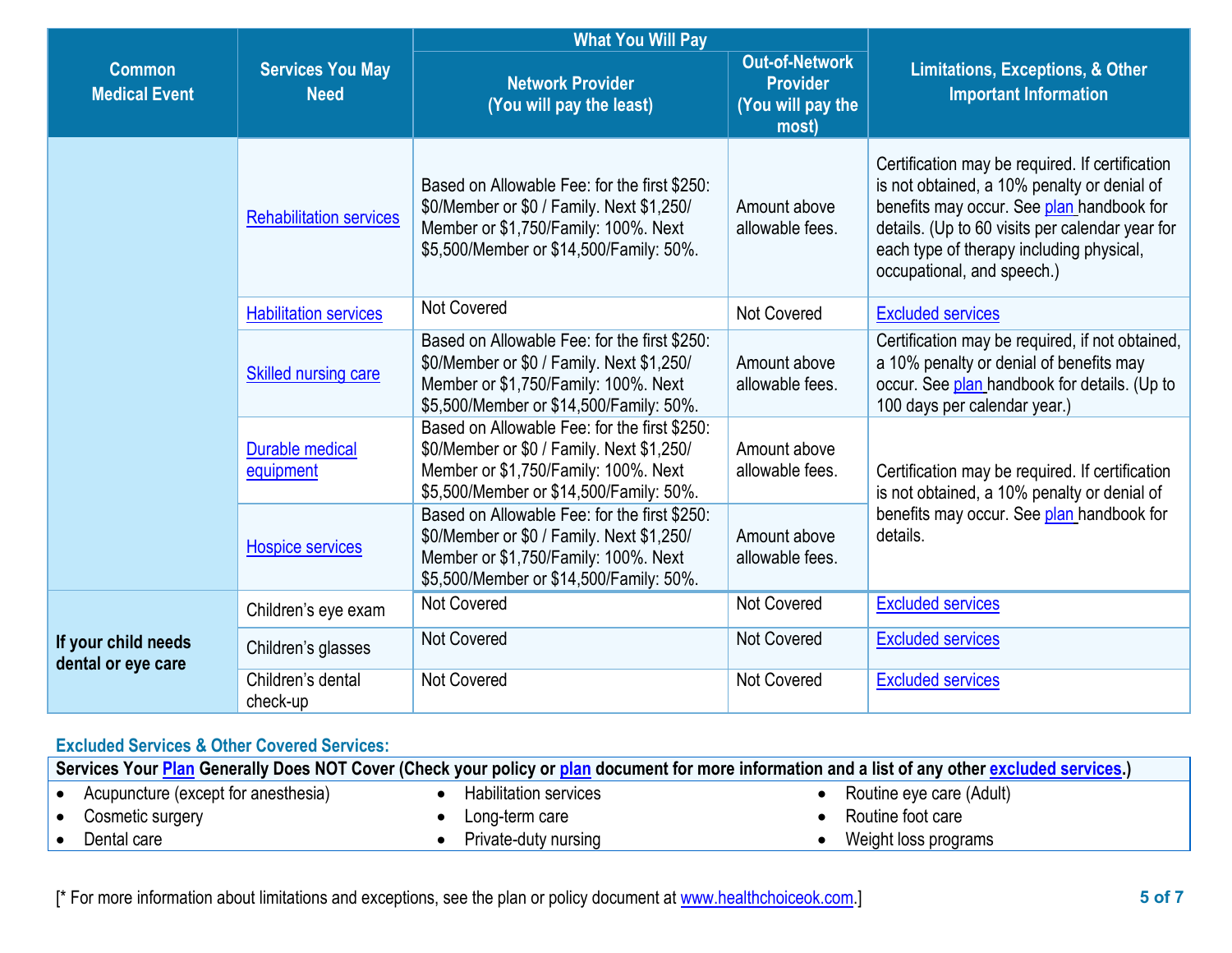| Common Medical Event | Services You May Need | What You Will Pay | | Limitations, Exceptions, & Other Important Information |
|---|---|---|---|---|
| | | Network Provider (You will pay the least) | Out-of-Network Provider (You will pay the most) | |
| | Rehabilitation services | Based on Allowable Fee: for the first $250: $0/Member or $0 / Family. Next $1,250/ Member or $1,750/Family: 100%. Next $5,500/Member or $14,500/Family: 50%. | Amount above allowable fees. | Certification may be required. If certification is not obtained, a 10% penalty or denial of benefits may occur. See plan handbook for details. (Up to 60 visits per calendar year for each type of therapy including physical, occupational, and speech.) |
| | Habilitation services | Not Covered | Not Covered | Excluded services |
| | Skilled nursing care | Based on Allowable Fee: for the first $250: $0/Member or $0 / Family. Next $1,250/ Member or $1,750/Family: 100%. Next $5,500/Member or $14,500/Family: 50%. | Amount above allowable fees. | Certification may be required, if not obtained, a 10% penalty or denial of benefits may occur. See plan handbook for details. (Up to 100 days per calendar year.) |
| | Durable medical equipment | Based on Allowable Fee: for the first $250: $0/Member or $0 / Family. Next $1,250/ Member or $1,750/Family: 100%. Next $5,500/Member or $14,500/Family: 50%. | Amount above allowable fees. | Certification may be required. If certification is not obtained, a 10% penalty or denial of benefits may occur. See plan handbook for details. |
| | Hospice services | Based on Allowable Fee: for the first $250: $0/Member or $0 / Family. Next $1,250/ Member or $1,750/Family: 100%. Next $5,500/Member or $14,500/Family: 50%. | Amount above allowable fees. | |
| If your child needs dental or eye care | Children's eye exam | Not Covered | Not Covered | Excluded services |
| | Children's glasses | Not Covered | Not Covered | Excluded services |
| | Children's dental check-up | Not Covered | Not Covered | Excluded services |

## Excluded Services & Other Covered Services:

**Services Your Plan Generally Does NOT Cover (Check your policy or plan document for more information and a list of any other excluded services.)**

- Acupuncture (except for anesthesia)
- Cosmetic surgery
- Dental care
- Habilitation services
- Long-term care
- Private-duty nursing
- Routine eye care (Adult)
- Routine foot care
- Weight loss programs

[* For more information about limitations and exceptions, see the plan or policy document at www.healthchoiceok.com.]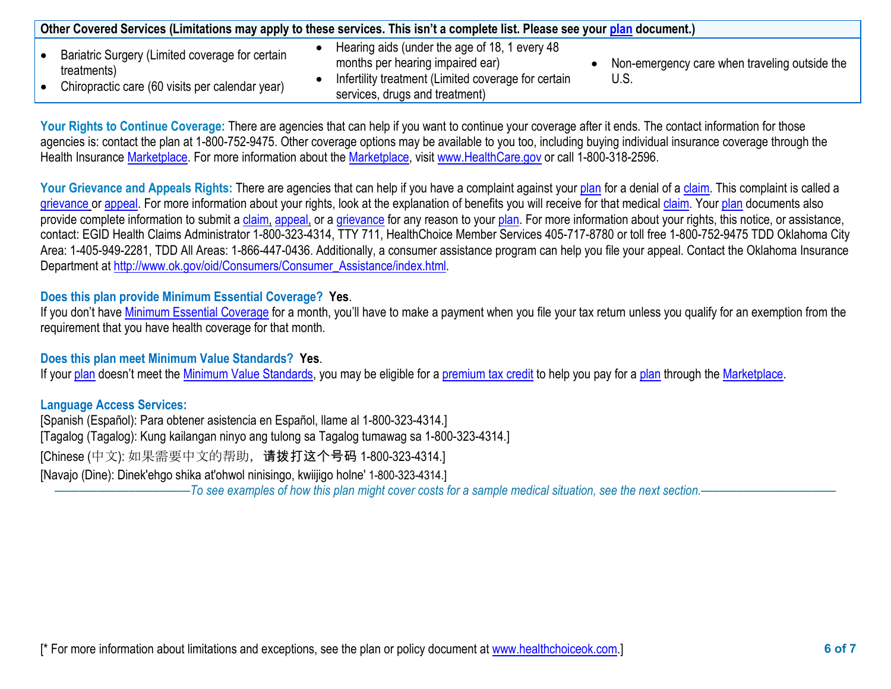| Other Covered Services (Limitations may apply to these services. This isn't a complete list. Please see your plan document.) | | |
|---|---|---|
| • Bariatric Surgery (Limited coverage for certain treatments)<br>• Chiropractic care (60 visits per calendar year) | • Hearing aids (under the age of 18, 1 every 48 months per hearing impaired ear)<br>• Infertility treatment (Limited coverage for certain services, drugs and treatment) | • Non-emergency care when traveling outside the U.S. |

**Your Rights to Continue Coverage:** There are agencies that can help if you want to continue your coverage after it ends. The contact information for those agencies is: contact the plan at 1-800-752-9475. Other coverage options may be available to you too, including buying individual insurance coverage through the Health Insurance Marketplace. For more information about the Marketplace, visit www.HealthCare.gov or call 1-800-318-2596.

**Your Grievance and Appeals Rights:** There are agencies that can help if you have a complaint against your plan for a denial of a claim. This complaint is called a grievance or appeal. For more information about your rights, look at the explanation of benefits you will receive for that medical claim. Your plan documents also provide complete information to submit a claim, appeal, or a grievance for any reason to your plan. For more information about your rights, this notice, or assistance, contact: EGID Health Claims Administrator 1-800-323-4314, TTY 711, HealthChoice Member Services 405-717-8780 or toll free 1-800-752-9475 TDD Oklahoma City Area: 1-405-949-2281, TDD All Areas: 1-866-447-0436. Additionally, a consumer assistance program can help you file your appeal. Contact the Oklahoma Insurance Department at http://www.ok.gov/oid/Consumers/Consumer_Assistance/index.html.

**Does this plan provide Minimum Essential Coverage? Yes.**
If you don't have Minimum Essential Coverage for a month, you'll have to make a payment when you file your tax return unless you qualify for an exemption from the requirement that you have health coverage for that month.

**Does this plan meet Minimum Value Standards? Yes.**
If your plan doesn't meet the Minimum Value Standards, you may be eligible for a premium tax credit to help you pay for a plan through the Marketplace.

**Language Access Services:**
[Spanish (Español): Para obtener asistencia en Español, llame al 1-800-323-4314.]
[Tagalog (Tagalog): Kung kailangan ninyo ang tulong sa Tagalog tumawag sa 1-800-323-4314.]
[Chinese (中文): 如果需要中文的帮助，请拨打这个号码 1-800-323-4314.]
[Navajo (Dine): Dinek'ehgo shika at'ohwol ninisingo, kwiijigo holne' 1-800-323-4314.]

*——————————To see examples of how this plan might cover costs for a sample medical situation, see the next section.——————————*

[* For more information about limitations and exceptions, see the plan or policy document at www.healthchoiceok.com.]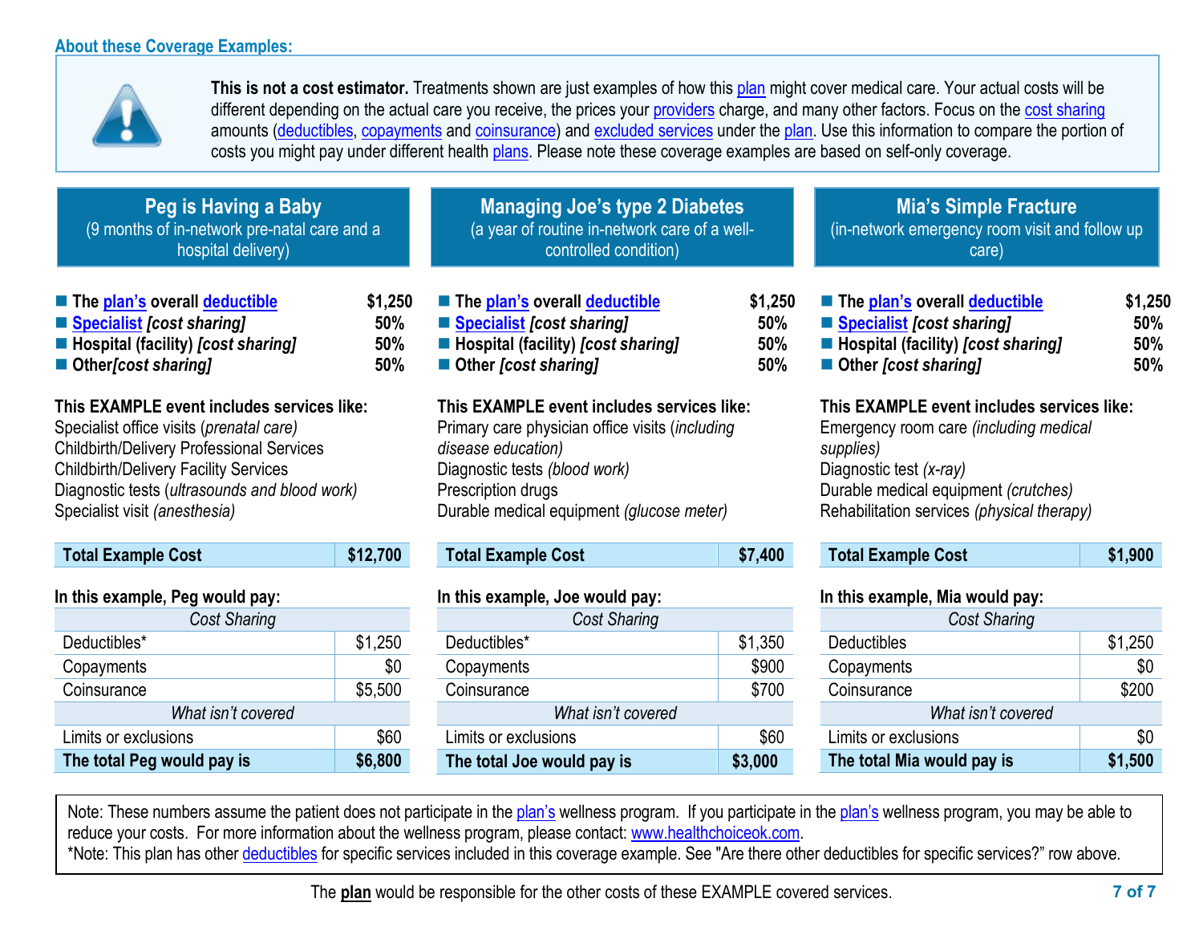## About these Coverage Examples:

**This is not a cost estimator.** Treatments shown are just examples of how this plan might cover medical care. Your actual costs will be different depending on the actual care you receive, the prices your providers charge, and many other factors. Focus on the cost sharing amounts (deductibles, copayments and coinsurance) and excluded services under the plan. Use this information to compare the portion of costs you might pay under different health plans. Please note these coverage examples are based on self-only coverage.

### Peg is Having a Baby
(9 months of in-network pre-natal care and a hospital delivery)

| | |
|---|---|
| ■ **The plan's overall deductible** | **$1,250** |
| ■ ***Specialist [cost sharing]*** | **50%** |
| ■ ***Hospital (facility) [cost sharing]*** | **50%** |
| ■ ***Other[cost sharing]*** | **50%** |

**This EXAMPLE event includes services like:**
Specialist office visits (*prenatal care)*
Childbirth/Delivery Professional Services
Childbirth/Delivery Facility Services
Diagnostic tests (*ultrasounds and blood work)*
Specialist visit *(anesthesia)*

| **Total Example Cost** | **$12,700** |
|---|---|

**In this example, Peg would pay:**

| *Cost Sharing* | |
|---|---|
| Deductibles* | $1,250 |
| Copayments | $0 |
| Coinsurance | $5,500 |
| *What isn't covered* | |
| Limits or exclusions | $60 |
| **The total Peg would pay is** | **$6,800** |

### Managing Joe's type 2 Diabetes
(a year of routine in-network care of a well-controlled condition)

| | |
|---|---|
| ■ **The plan's overall deductible** | **$1,250** |
| ■ ***Specialist [cost sharing]*** | **50%** |
| ■ ***Hospital (facility) [cost sharing]*** | **50%** |
| ■ ***Other [cost sharing]*** | **50%** |

**This EXAMPLE event includes services like:**
Primary care physician office visits (*including disease education)*
Diagnostic tests *(blood work)*
Prescription drugs
Durable medical equipment *(glucose meter)*

| **Total Example Cost** | **$7,400** |
|---|---|

**In this example, Joe would pay:**

| *Cost Sharing* | |
|---|---|
| Deductibles* | $1,350 |
| Copayments | $900 |
| Coinsurance | $700 |
| *What isn't covered* | |
| Limits or exclusions | $60 |
| **The total Joe would pay is** | **$3,000** |

### Mia's Simple Fracture
(in-network emergency room visit and follow up care)

| | |
|---|---|
| ■ **The plan's overall deductible** | **$1,250** |
| ■ ***Specialist [cost sharing]*** | **50%** |
| ■ ***Hospital (facility) [cost sharing]*** | **50%** |
| ■ ***Other [cost sharing]*** | **50%** |

**This EXAMPLE event includes services like:**
Emergency room care *(including medical supplies)*
Diagnostic test *(x-ray)*
Durable medical equipment *(crutches)*
Rehabilitation services *(physical therapy)*

| **Total Example Cost** | **$1,900** |
|---|---|

**In this example, Mia would pay:**

| *Cost Sharing* | |
|---|---|
| Deductibles | $1,250 |
| Copayments | $0 |
| Coinsurance | $200 |
| *What isn't covered* | |
| Limits or exclusions | $0 |
| **The total Mia would pay is** | **$1,500** |

Note: These numbers assume the patient does not participate in the plan's wellness program. If you participate in the plan's wellness program, you may be able to reduce your costs. For more information about the wellness program, please contact: www.healthchoiceok.com.
*Note: This plan has other deductibles for specific services included in this coverage example. See "Are there other deductibles for specific services?" row above.

The **plan** would be responsible for the other costs of these EXAMPLE covered services.